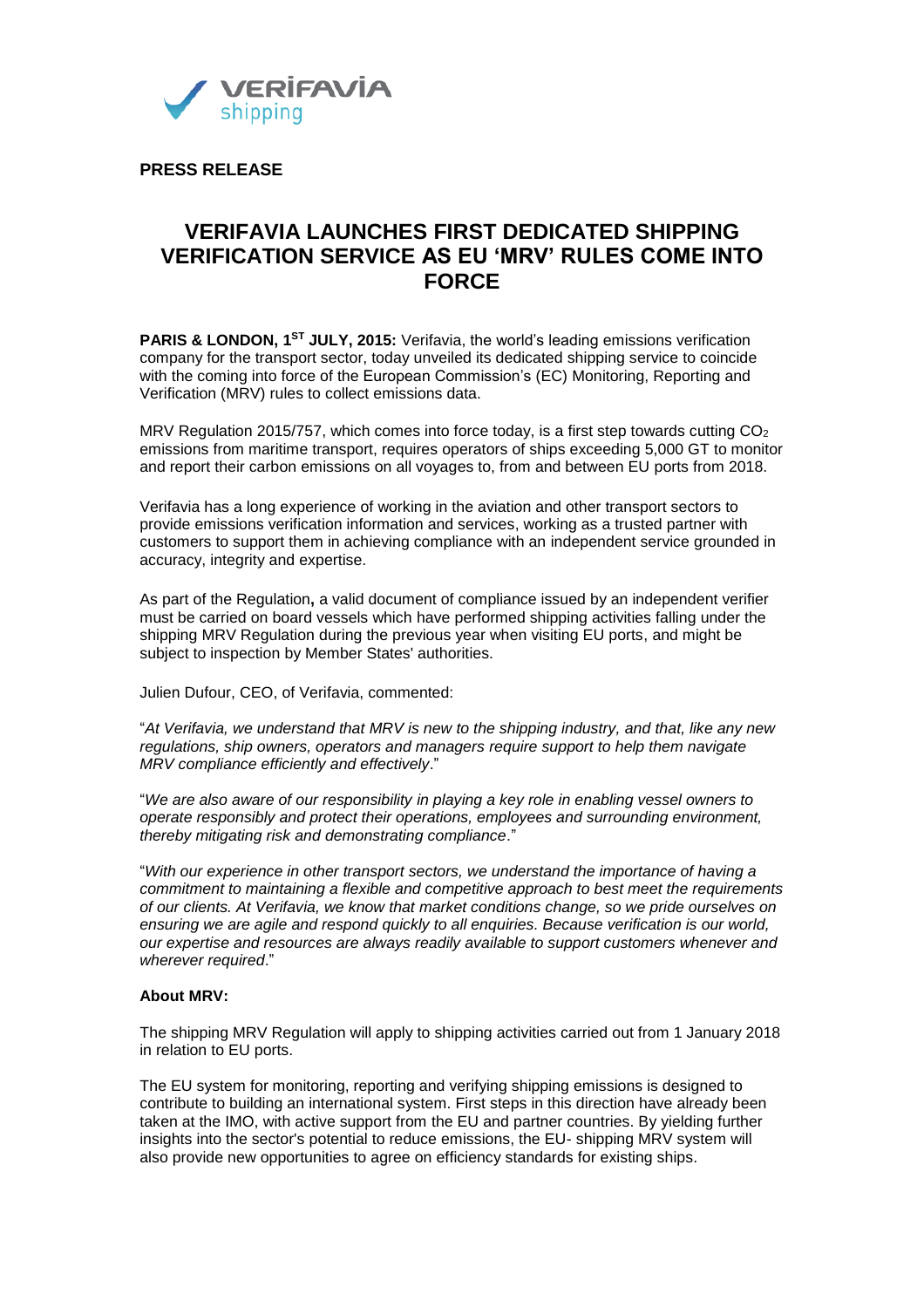**PRESS RELEASE**

# VERIFAVIA LAUNCHES FIRST DEDICATED SHIPPING VERIFICATION SERVICE AS EU 'MRV' RULES COME INTO FORCE

**PARIS & LONDON, 1ST JULY, 2015:** Verifavia, the world's leading emissions verification company for the transport sector, today unveiled its dedicated shipping service to coincide with the coming into force of the European Commission's (EC) Monitoring, Reporting and Verification (MRV) rules to collect emissions data.

MRV Regulation 2015/757, which comes into force today, is a first step towards cutting $CO_2$ emissions from maritime transport, requires operators of ships exceeding 5,000 GT to monitor and report their carbon emissions on all voyages to, from and between EU ports from 2018.

Verifavia has a long experience of working in the aviation and other transport sectors to provide emissions verification information and services, working as a trusted partner with customers to support them in achieving compliance with an independent service grounded in accuracy, integrity and expertise.

As part of the Regulation**,** a valid document of compliance issued by an independent verifier must be carried on board vessels which have performed shipping activities falling under the shipping MRV Regulation during the previous year when visiting EU ports, and might be subject to inspection by Member States' authorities.

Julien Dufour, CEO, of Verifavia, commented:

"*At Verifavia, we understand that MRV is new to the shipping industry, and that, like any new regulations, ship owners, operators and managers require support to help them navigate MRV compliance efficiently and effectively*."

"*We are also aware of our responsibility in playing a key role in enabling vessel owners to operate responsibly and protect their operations, employees and surrounding environment, thereby mitigating risk and demonstrating compliance*."

"*With our experience in other transport sectors, we understand the importance of having a commitment to maintaining a flexible and competitive approach to best meet the requirements of our clients. At Verifavia, we know that market conditions change, so we pride ourselves on ensuring we are agile and respond quickly to all enquiries. Because verification is our world, our expertise and resources are always readily available to support customers whenever and wherever required*."

**About MRV:**

The shipping MRV Regulation will apply to shipping activities carried out from 1 January 2018 in relation to EU ports.

The EU system for monitoring, reporting and verifying shipping emissions is designed to contribute to building an international system. First steps in this direction have already been taken at the IMO, with active support from the EU and partner countries. By yielding further insights into the sector's potential to reduce emissions, the EU- shipping MRV system will also provide new opportunities to agree on efficiency standards for existing ships.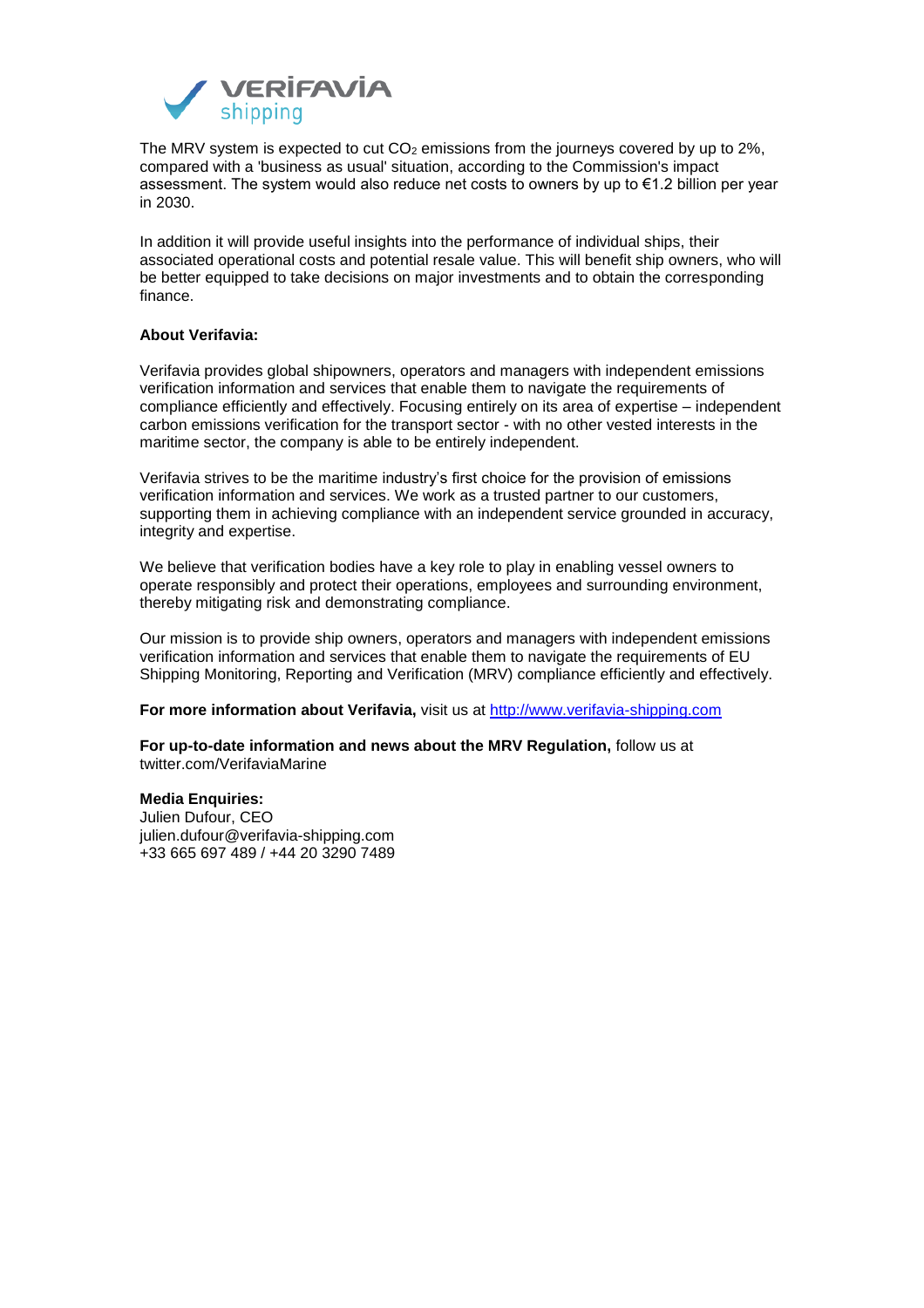The MRV system is expected to cut $CO_2$ emissions from the journeys covered by up to 2%, compared with a 'business as usual' situation, according to the Commission's impact assessment. The system would also reduce net costs to owners by up to €1.2 billion per year in 2030.

In addition it will provide useful insights into the performance of individual ships, their associated operational costs and potential resale value. This will benefit ship owners, who will be better equipped to take decisions on major investments and to obtain the corresponding finance.

**About Verifavia:**

Verifavia provides global shipowners, operators and managers with independent emissions verification information and services that enable them to navigate the requirements of compliance efficiently and effectively. Focusing entirely on its area of expertise – independent carbon emissions verification for the transport sector - with no other vested interests in the maritime sector, the company is able to be entirely independent.

Verifavia strives to be the maritime industry's first choice for the provision of emissions verification information and services. We work as a trusted partner to our customers, supporting them in achieving compliance with an independent service grounded in accuracy, integrity and expertise.

We believe that verification bodies have a key role to play in enabling vessel owners to operate responsibly and protect their operations, employees and surrounding environment, thereby mitigating risk and demonstrating compliance.

Our mission is to provide ship owners, operators and managers with independent emissions verification information and services that enable them to navigate the requirements of EU Shipping Monitoring, Reporting and Verification (MRV) compliance efficiently and effectively.

**For more information about Verifavia,** visit us at http://www.verifavia-shipping.com

**For up-to-date information and news about the MRV Regulation,** follow us at twitter.com/VerifaviaMarine

**Media Enquiries:**
Julien Dufour, CEO
julien.dufour@verifavia-shipping.com
+33 665 697 489 / +44 20 3290 7489